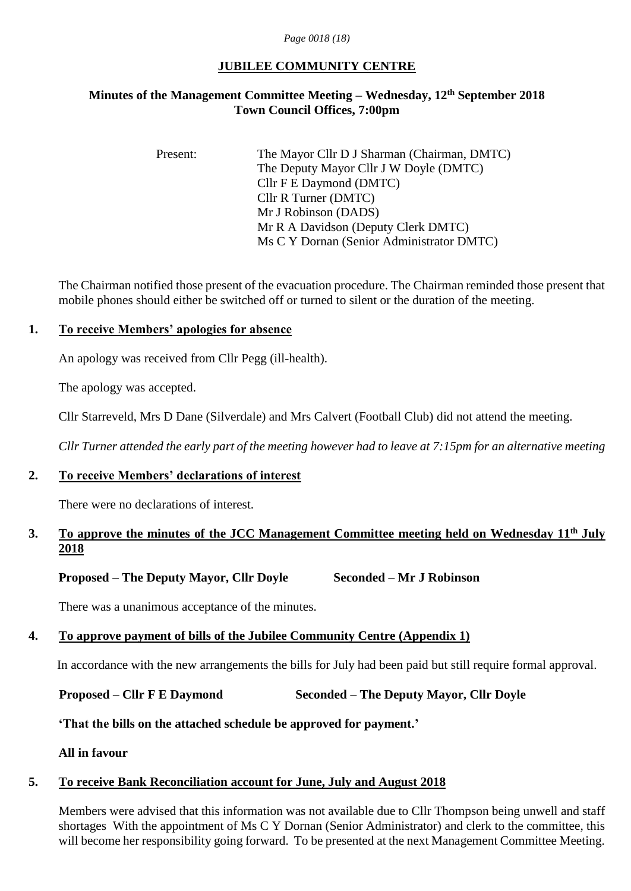# JUBILEE COMMUNITY CENTRE

## Minutes of the Management Committee Meeting – Wednesday, 12th September 2018
## Town Council Offices, 7:00pm

Present:
- The Mayor Cllr D J Sharman (Chairman, DMTC)
- The Deputy Mayor Cllr J W Doyle (DMTC)
- Cllr F E Daymond (DMTC)
- Cllr R Turner (DMTC)
- Mr J Robinson (DADS)
- Mr R A Davidson (Deputy Clerk DMTC)
- Ms C Y Dornan (Senior Administrator DMTC)

The Chairman notified those present of the evacuation procedure. The Chairman reminded those present that mobile phones should either be switched off or turned to silent or the duration of the meeting.

### 1. To receive Members' apologies for absence

An apology was received from Cllr Pegg (ill-health).

The apology was accepted.

Cllr Starreveld, Mrs D Dane (Silverdale) and Mrs Calvert (Football Club) did not attend the meeting.

*Cllr Turner attended the early part of the meeting however had to leave at 7:15pm for an alternative meeting*

### 2. To receive Members' declarations of interest

There were no declarations of interest.

### 3. To approve the minutes of the JCC Management Committee meeting held on Wednesday 11th July 2018

**Proposed – The Deputy Mayor, Cllr Doyle** **Seconded – Mr J Robinson**

There was a unanimous acceptance of the minutes.

### 4. To approve payment of bills of the Jubilee Community Centre (Appendix 1)

In accordance with the new arrangements the bills for July had been paid but still require formal approval.

**Proposed – Cllr F E Daymond** **Seconded – The Deputy Mayor, Cllr Doyle**

**'That the bills on the attached schedule be approved for payment.'**

**All in favour**

### 5. To receive Bank Reconciliation account for June, July and August 2018

Members were advised that this information was not available due to Cllr Thompson being unwell and staff shortages With the appointment of Ms C Y Dornan (Senior Administrator) and clerk to the committee, this will become her responsibility going forward. To be presented at the next Management Committee Meeting.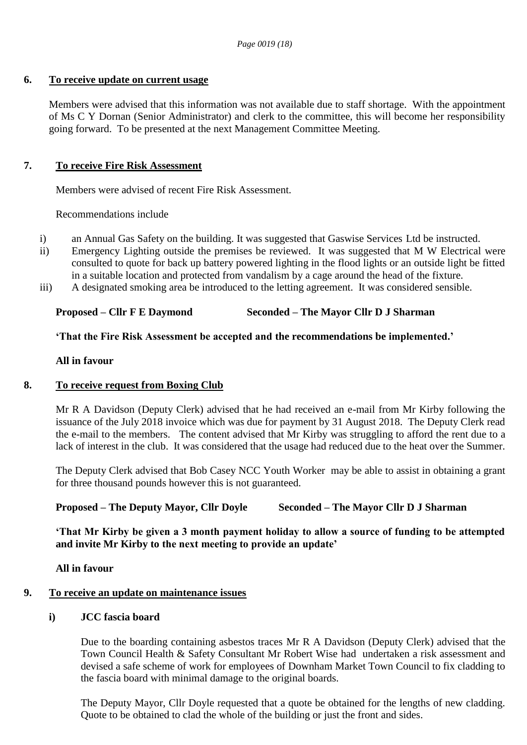## 6. To receive update on current usage

Members were advised that this information was not available due to staff shortage. With the appointment of Ms C Y Dornan (Senior Administrator) and clerk to the committee, this will become her responsibility going forward. To be presented at the next Management Committee Meeting.

## 7. To receive Fire Risk Assessment

Members were advised of recent Fire Risk Assessment.

Recommendations include

i) an Annual Gas Safety on the building. It was suggested that Gaswise Services Ltd be instructed.

ii) Emergency Lighting outside the premises be reviewed. It was suggested that M W Electrical were consulted to quote for back up battery powered lighting in the flood lights or an outside light be fitted in a suitable location and protected from vandalism by a cage around the head of the fixture.

iii) A designated smoking area be introduced to the letting agreement. It was considered sensible.

**Proposed – Cllr F E Daymond Seconded – The Mayor Cllr D J Sharman**

**'That the Fire Risk Assessment be accepted and the recommendations be implemented.'**

**All in favour**

## 8. To receive request from Boxing Club

Mr R A Davidson (Deputy Clerk) advised that he had received an e-mail from Mr Kirby following the issuance of the July 2018 invoice which was due for payment by 31 August 2018. The Deputy Clerk read the e-mail to the members. The content advised that Mr Kirby was struggling to afford the rent due to a lack of interest in the club. It was considered that the usage had reduced due to the heat over the Summer.

The Deputy Clerk advised that Bob Casey NCC Youth Worker may be able to assist in obtaining a grant for three thousand pounds however this is not guaranteed.

**Proposed – The Deputy Mayor, Cllr Doyle Seconded – The Mayor Cllr D J Sharman**

**'That Mr Kirby be given a 3 month payment holiday to allow a source of funding to be attempted and invite Mr Kirby to the next meeting to provide an update'**

**All in favour**

## 9. To receive an update on maintenance issues

### i) JCC fascia board

Due to the boarding containing asbestos traces Mr R A Davidson (Deputy Clerk) advised that the Town Council Health & Safety Consultant Mr Robert Wise had undertaken a risk assessment and devised a safe scheme of work for employees of Downham Market Town Council to fix cladding to the fascia board with minimal damage to the original boards.

The Deputy Mayor, Cllr Doyle requested that a quote be obtained for the lengths of new cladding. Quote to be obtained to clad the whole of the building or just the front and sides.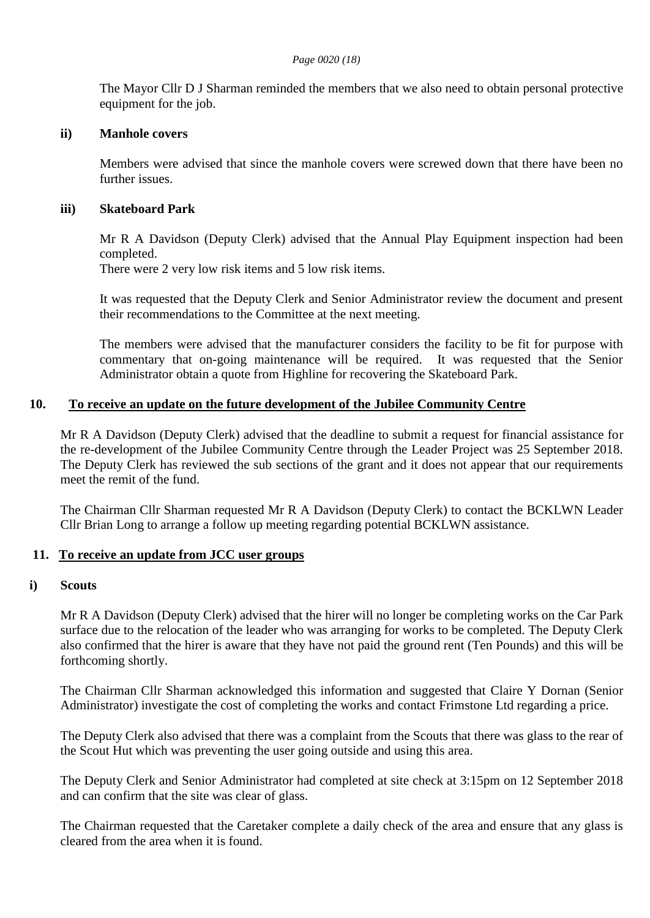The Mayor Cllr D J Sharman reminded the members that we also need to obtain personal protective equipment for the job.

**ii) Manhole covers**

Members were advised that since the manhole covers were screwed down that there have been no further issues.

**iii) Skateboard Park**

Mr R A Davidson (Deputy Clerk) advised that the Annual Play Equipment inspection had been completed.
There were 2 very low risk items and 5 low risk items.

It was requested that the Deputy Clerk and Senior Administrator review the document and present their recommendations to the Committee at the next meeting.

The members were advised that the manufacturer considers the facility to be fit for purpose with commentary that on-going maintenance will be required. It was requested that the Senior Administrator obtain a quote from Highline for recovering the Skateboard Park.

## 10. To receive an update on the future development of the Jubilee Community Centre

Mr R A Davidson (Deputy Clerk) advised that the deadline to submit a request for financial assistance for the re-development of the Jubilee Community Centre through the Leader Project was 25 September 2018. The Deputy Clerk has reviewed the sub sections of the grant and it does not appear that our requirements meet the remit of the fund.

The Chairman Cllr Sharman requested Mr R A Davidson (Deputy Clerk) to contact the BCKLWN Leader Cllr Brian Long to arrange a follow up meeting regarding potential BCKLWN assistance.

## 11. To receive an update from JCC user groups

**i) Scouts**

Mr R A Davidson (Deputy Clerk) advised that the hirer will no longer be completing works on the Car Park surface due to the relocation of the leader who was arranging for works to be completed. The Deputy Clerk also confirmed that the hirer is aware that they have not paid the ground rent (Ten Pounds) and this will be forthcoming shortly.

The Chairman Cllr Sharman acknowledged this information and suggested that Claire Y Dornan (Senior Administrator) investigate the cost of completing the works and contact Frimstone Ltd regarding a price.

The Deputy Clerk also advised that there was a complaint from the Scouts that there was glass to the rear of the Scout Hut which was preventing the user going outside and using this area.

The Deputy Clerk and Senior Administrator had completed at site check at 3:15pm on 12 September 2018 and can confirm that the site was clear of glass.

The Chairman requested that the Caretaker complete a daily check of the area and ensure that any glass is cleared from the area when it is found.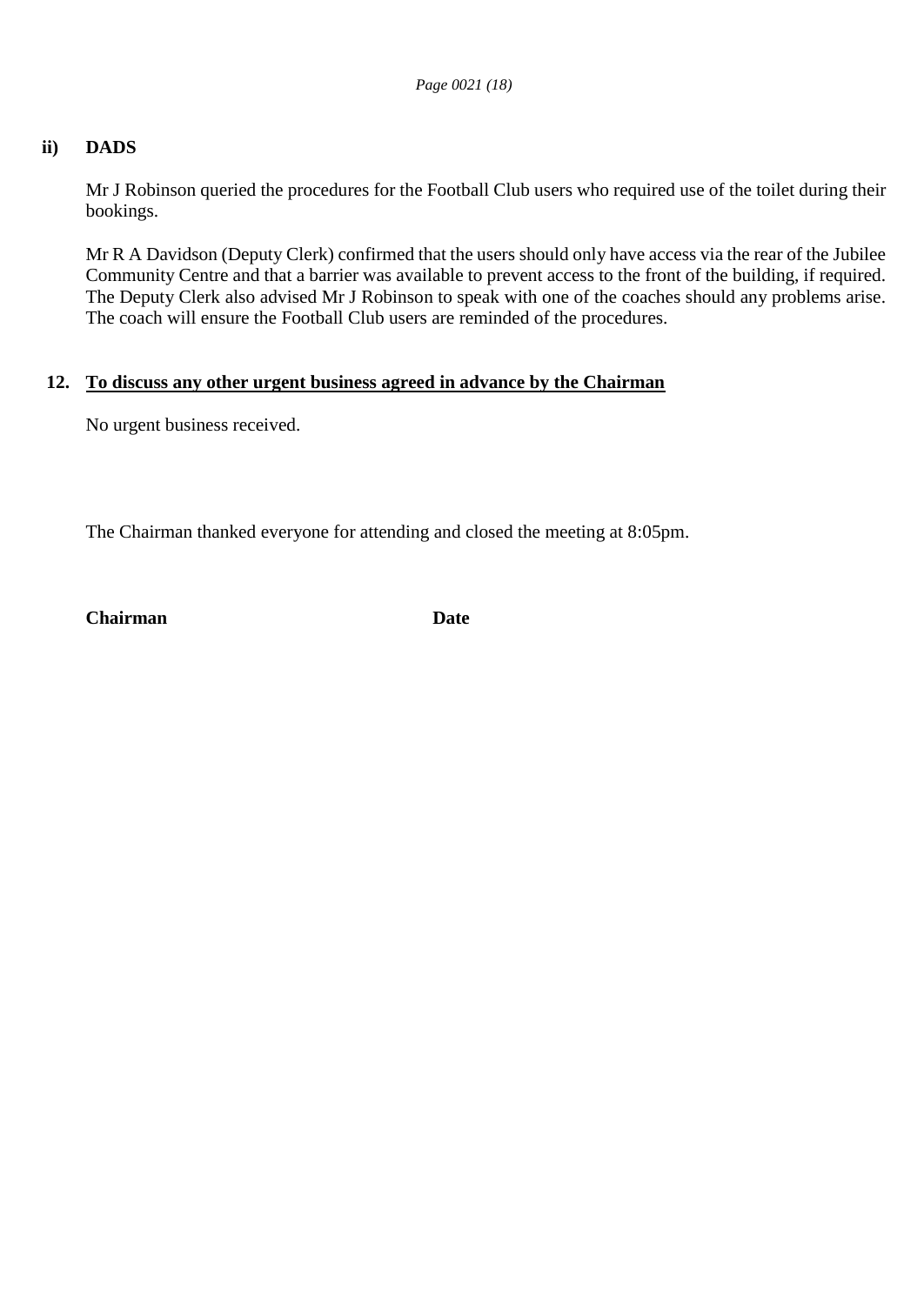**ii) DADS**

Mr J Robinson queried the procedures for the Football Club users who required use of the toilet during their bookings.

Mr R A Davidson (Deputy Clerk) confirmed that the users should only have access via the rear of the Jubilee Community Centre and that a barrier was available to prevent access to the front of the building, if required. The Deputy Clerk also advised Mr J Robinson to speak with one of the coaches should any problems arise. The coach will ensure the Football Club users are reminded of the procedures.

**12. <u>To discuss any other urgent business agreed in advance by the Chairman</u>**

No urgent business received.

The Chairman thanked everyone for attending and closed the meeting at 8:05pm.

**Chairman** **Date**